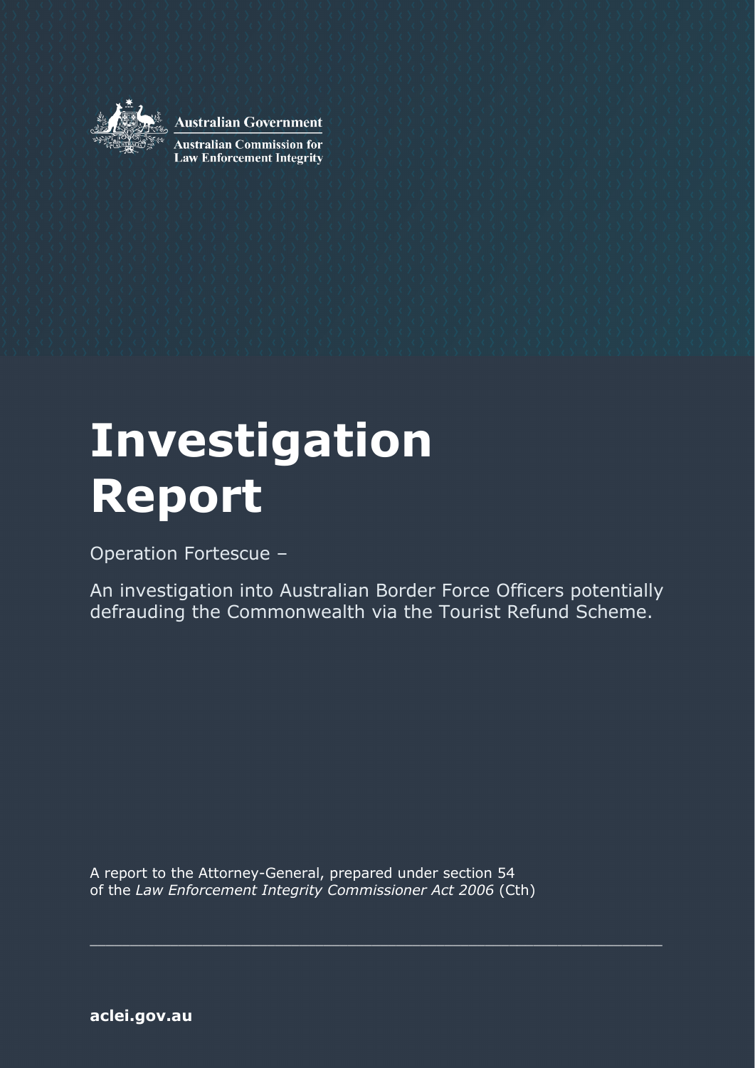Australian Government

Australian Commission for Law Enforcement Integrity

# Investigation Report

Operation Fortescue –

An investigation into Australian Border Force Officers potentially defrauding the Commonwealth via the Tourist Refund Scheme.

A report to the Attorney-General, prepared under section 54 of the *Law Enforcement Integrity Commissioner Act 2006* (Cth)

**aclei.gov.au**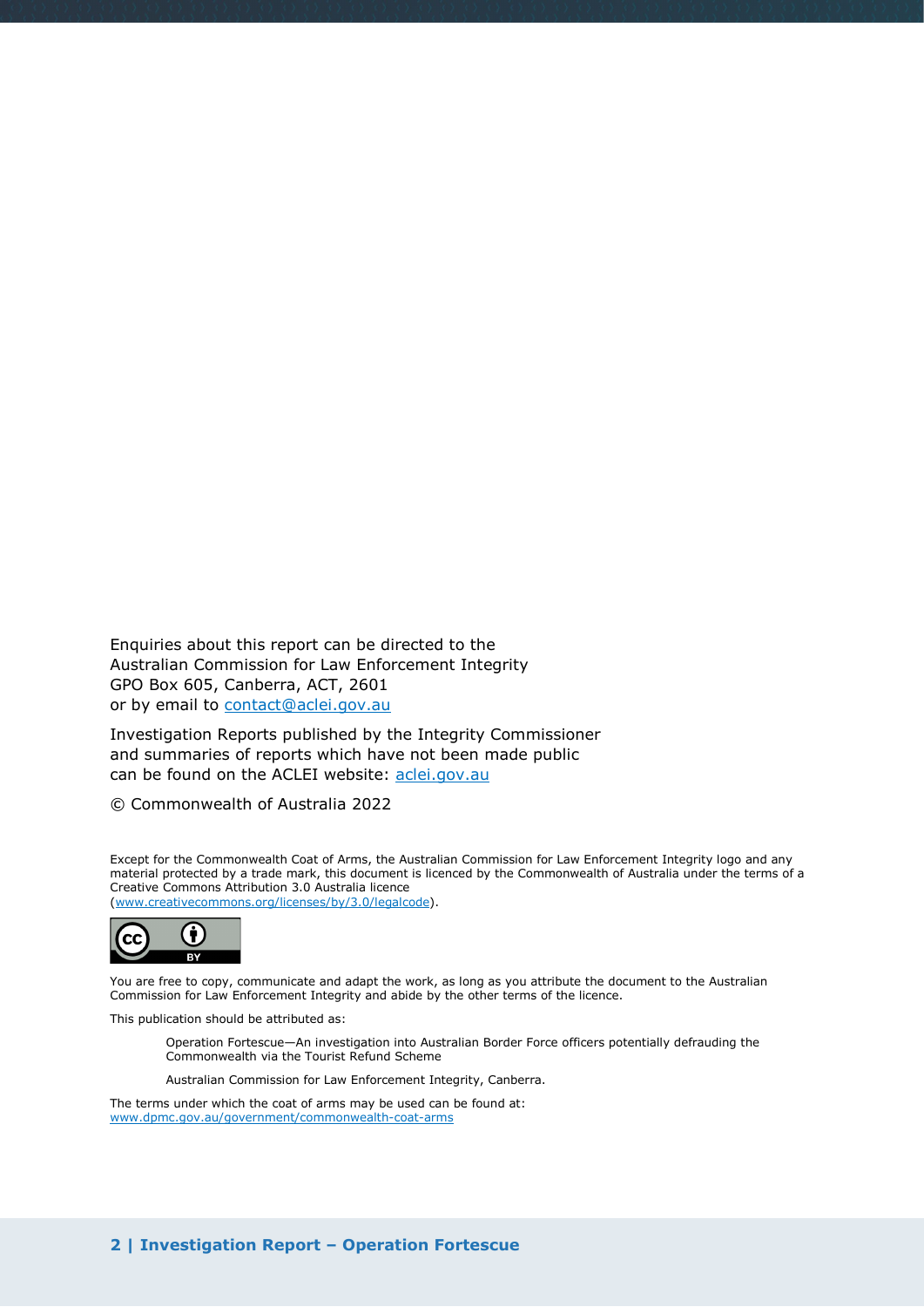Enquiries about this report can be directed to the
Australian Commission for Law Enforcement Integrity
GPO Box 605, Canberra, ACT, 2601
or by email to contact@aclei.gov.au

Investigation Reports published by the Integrity Commissioner
and summaries of reports which have not been made public
can be found on the ACLEI website: aclei.gov.au

© Commonwealth of Australia 2022

Except for the Commonwealth Coat of Arms, the Australian Commission for Law Enforcement Integrity logo and any material protected by a trade mark, this document is licenced by the Commonwealth of Australia under the terms of a Creative Commons Attribution 3.0 Australia licence
(www.creativecommons.org/licenses/by/3.0/legalcode).

You are free to copy, communicate and adapt the work, as long as you attribute the document to the Australian Commission for Law Enforcement Integrity and abide by the other terms of the licence.

This publication should be attributed as:

> Operation Fortescue—An investigation into Australian Border Force officers potentially defrauding the Commonwealth via the Tourist Refund Scheme
>
> Australian Commission for Law Enforcement Integrity, Canberra.

The terms under which the coat of arms may be used can be found at:
www.dpmc.gov.au/government/commonwealth-coat-arms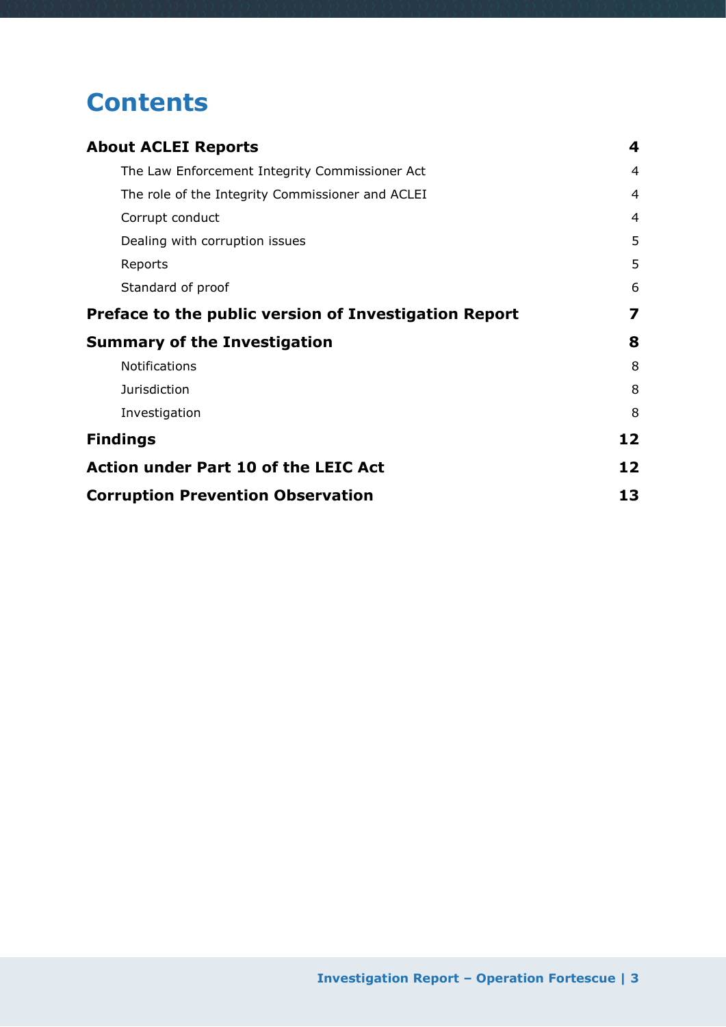# Contents

| | |
|---|---|
| **About ACLEI Reports** | **4** |
| The Law Enforcement Integrity Commissioner Act | 4 |
| The role of the Integrity Commissioner and ACLEI | 4 |
| Corrupt conduct | 4 |
| Dealing with corruption issues | 5 |
| Reports | 5 |
| Standard of proof | 6 |
| **Preface to the public version of Investigation Report** | **7** |
| **Summary of the Investigation** | **8** |
| Notifications | 8 |
| Jurisdiction | 8 |
| Investigation | 8 |
| **Findings** | **12** |
| **Action under Part 10 of the LEIC Act** | **12** |
| **Corruption Prevention Observation** | **13** |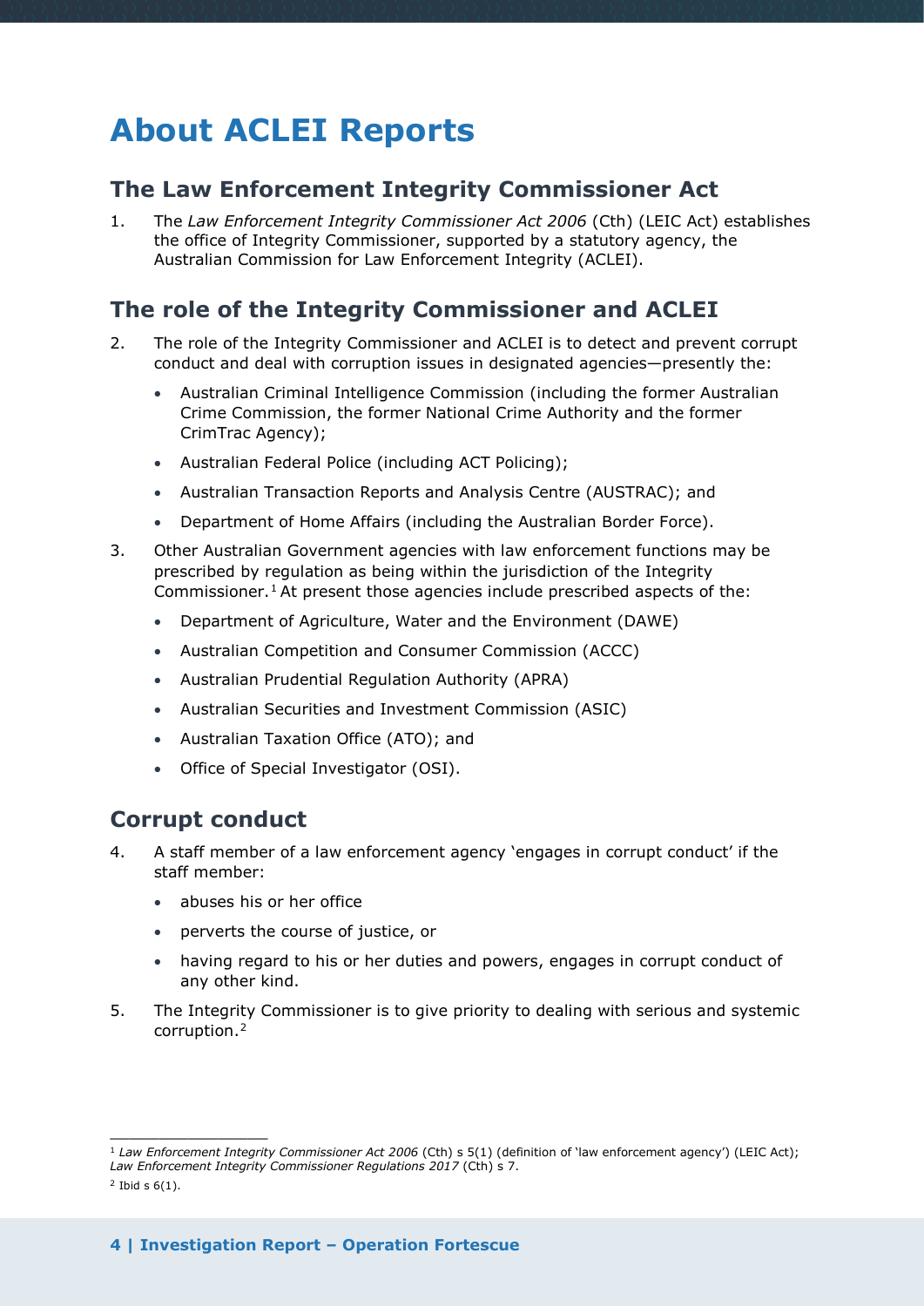# About ACLEI Reports

## The Law Enforcement Integrity Commissioner Act

1. The *Law Enforcement Integrity Commissioner Act 2006* (Cth) (LEIC Act) establishes the office of Integrity Commissioner, supported by a statutory agency, the Australian Commission for Law Enforcement Integrity (ACLEI).

## The role of the Integrity Commissioner and ACLEI

2. The role of the Integrity Commissioner and ACLEI is to detect and prevent corrupt conduct and deal with corruption issues in designated agencies—presently the:
   - Australian Criminal Intelligence Commission (including the former Australian Crime Commission, the former National Crime Authority and the former CrimTrac Agency);
   - Australian Federal Police (including ACT Policing);
   - Australian Transaction Reports and Analysis Centre (AUSTRAC); and
   - Department of Home Affairs (including the Australian Border Force).
3. Other Australian Government agencies with law enforcement functions may be prescribed by regulation as being within the jurisdiction of the Integrity Commissioner.[1] At present those agencies include prescribed aspects of the:
   - Department of Agriculture, Water and the Environment (DAWE)
   - Australian Competition and Consumer Commission (ACCC)
   - Australian Prudential Regulation Authority (APRA)
   - Australian Securities and Investment Commission (ASIC)
   - Australian Taxation Office (ATO); and
   - Office of Special Investigator (OSI).

## Corrupt conduct

4. A staff member of a law enforcement agency 'engages in corrupt conduct' if the staff member:
   - abuses his or her office
   - perverts the course of justice, or
   - having regard to his or her duties and powers, engages in corrupt conduct of any other kind.
5. The Integrity Commissioner is to give priority to dealing with serious and systemic corruption.[2]

---

[1] *Law Enforcement Integrity Commissioner Act 2006* (Cth) s 5(1) (definition of 'law enforcement agency') (LEIC Act); *Law Enforcement Integrity Commissioner Regulations 2017* (Cth) s 7.

[2] Ibid s 6(1).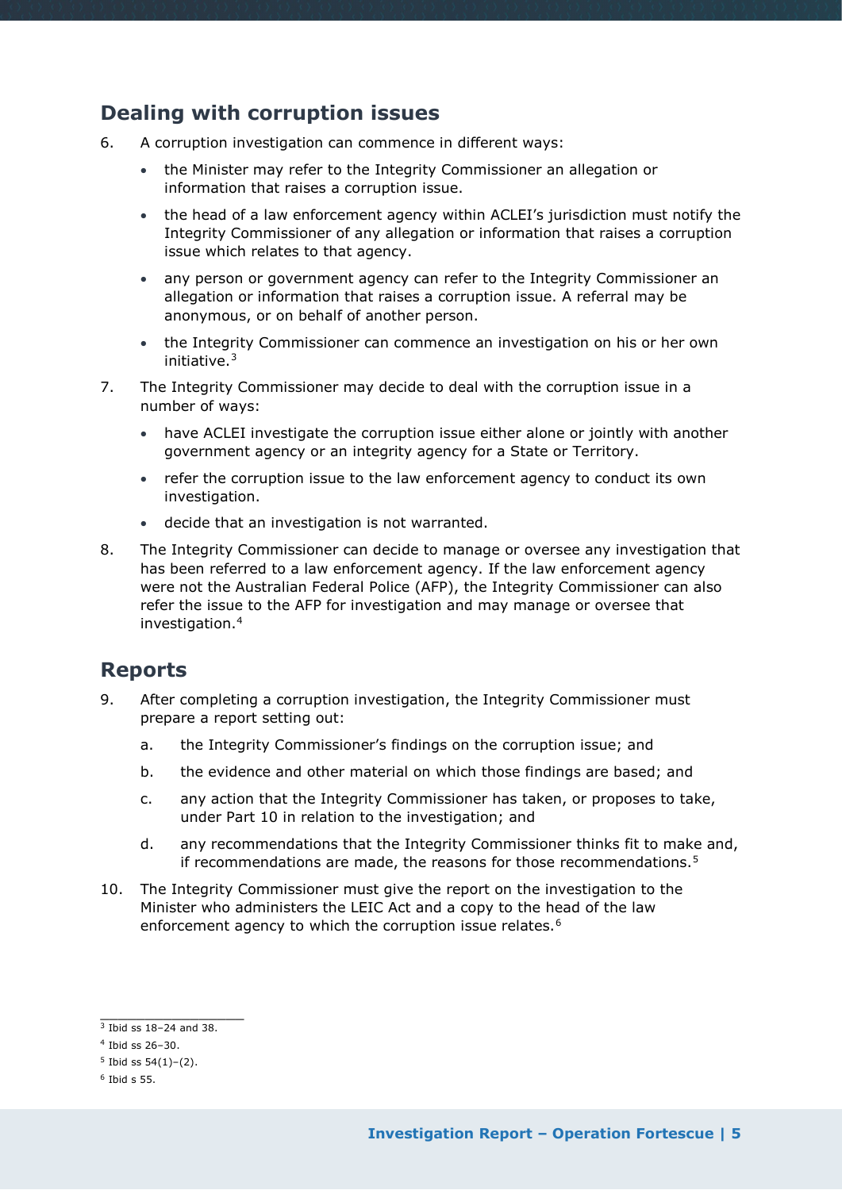## Dealing with corruption issues

6. A corruption investigation can commence in different ways:
   - the Minister may refer to the Integrity Commissioner an allegation or information that raises a corruption issue.
   - the head of a law enforcement agency within ACLEI's jurisdiction must notify the Integrity Commissioner of any allegation or information that raises a corruption issue which relates to that agency.
   - any person or government agency can refer to the Integrity Commissioner an allegation or information that raises a corruption issue. A referral may be anonymous, or on behalf of another person.
   - the Integrity Commissioner can commence an investigation on his or her own initiative.[3]
7. The Integrity Commissioner may decide to deal with the corruption issue in a number of ways:
   - have ACLEI investigate the corruption issue either alone or jointly with another government agency or an integrity agency for a State or Territory.
   - refer the corruption issue to the law enforcement agency to conduct its own investigation.
   - decide that an investigation is not warranted.
8. The Integrity Commissioner can decide to manage or oversee any investigation that has been referred to a law enforcement agency. If the law enforcement agency were not the Australian Federal Police (AFP), the Integrity Commissioner can also refer the issue to the AFP for investigation and may manage or oversee that investigation.[4]

## Reports

9. After completing a corruption investigation, the Integrity Commissioner must prepare a report setting out:
   a. the Integrity Commissioner's findings on the corruption issue; and
   b. the evidence and other material on which those findings are based; and
   c. any action that the Integrity Commissioner has taken, or proposes to take, under Part 10 in relation to the investigation; and
   d. any recommendations that the Integrity Commissioner thinks fit to make and, if recommendations are made, the reasons for those recommendations.[5]
10. The Integrity Commissioner must give the report on the investigation to the Minister who administers the LEIC Act and a copy to the head of the law enforcement agency to which the corruption issue relates.[6]

---

[3] Ibid ss 18–24 and 38.

[4] Ibid ss 26–30.

[5] Ibid ss 54(1)–(2).

[6] Ibid s 55.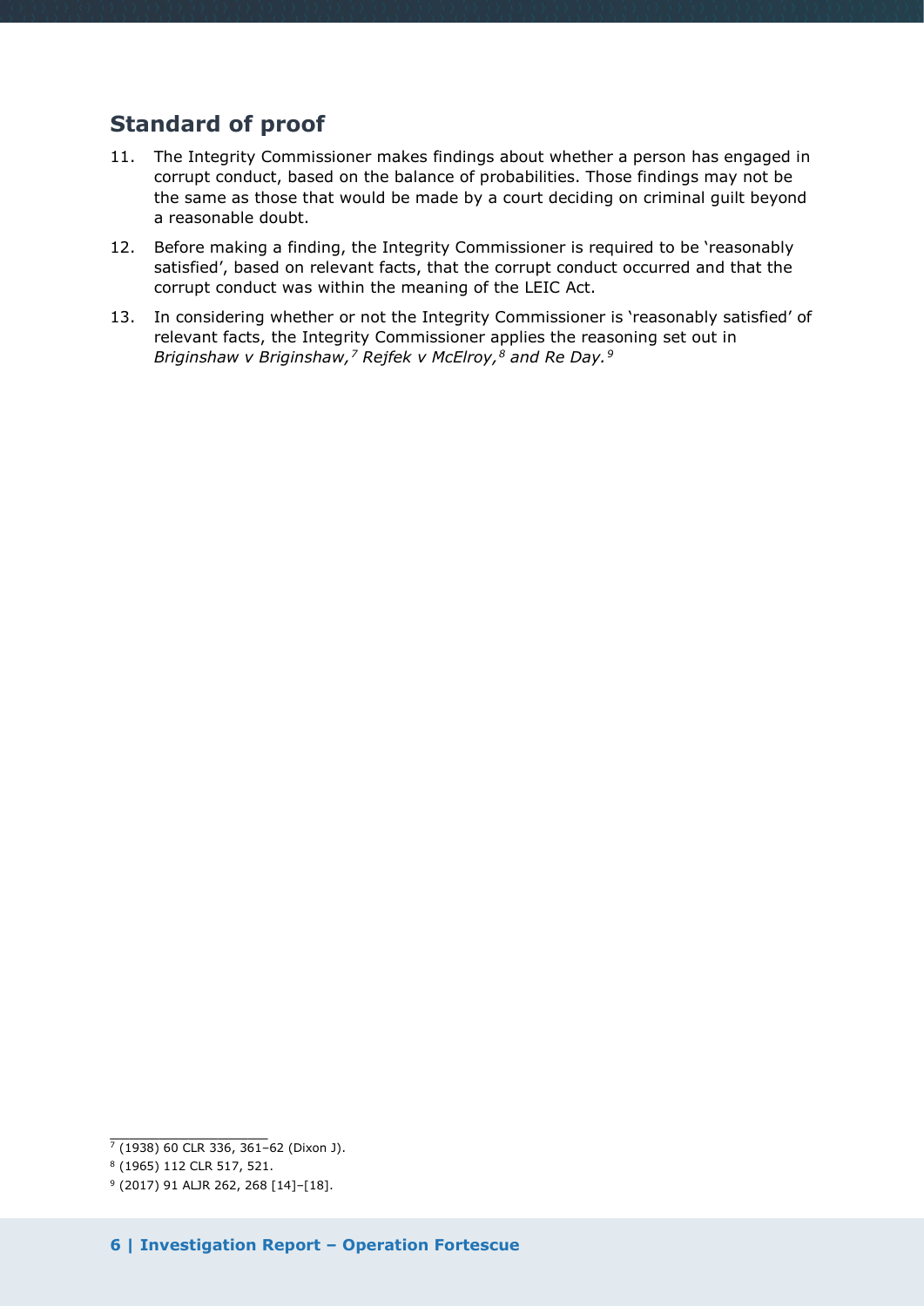## Standard of proof

11. The Integrity Commissioner makes findings about whether a person has engaged in corrupt conduct, based on the balance of probabilities. Those findings may not be the same as those that would be made by a court deciding on criminal guilt beyond a reasonable doubt.
12. Before making a finding, the Integrity Commissioner is required to be 'reasonably satisfied', based on relevant facts, that the corrupt conduct occurred and that the corrupt conduct was within the meaning of the LEIC Act.
13. In considering whether or not the Integrity Commissioner is 'reasonably satisfied' of relevant facts, the Integrity Commissioner applies the reasoning set out in *Briginshaw v Briginshaw,*[7] *Rejfek v McElroy,*[8] *and Re Day.*[9]

---

[7] (1938) 60 CLR 336, 361–62 (Dixon J).

[8] (1965) 112 CLR 517, 521.

[9] (2017) 91 ALJR 262, 268 [14]–[18].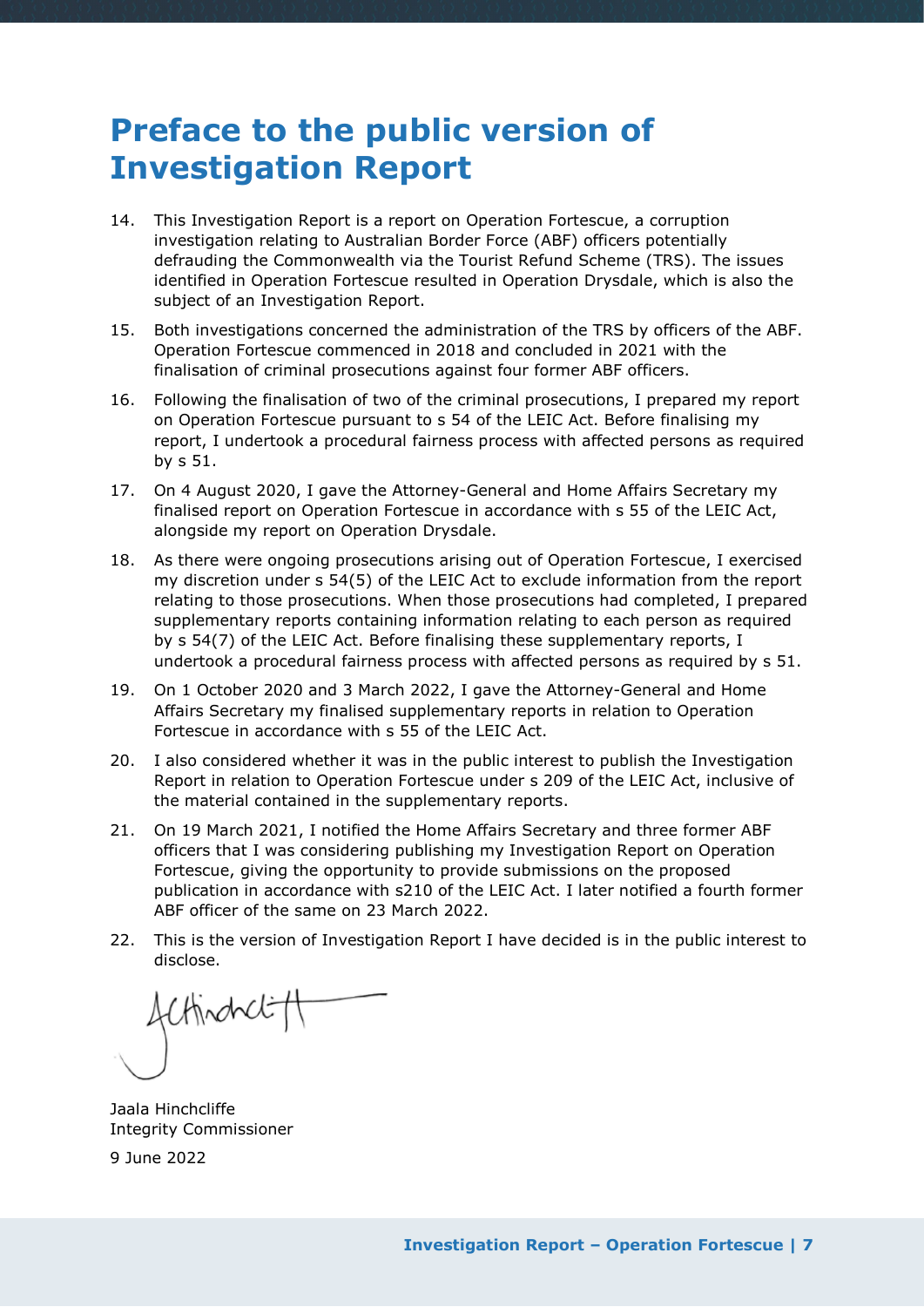# Preface to the public version of Investigation Report

14. This Investigation Report is a report on Operation Fortescue, a corruption investigation relating to Australian Border Force (ABF) officers potentially defrauding the Commonwealth via the Tourist Refund Scheme (TRS). The issues identified in Operation Fortescue resulted in Operation Drysdale, which is also the subject of an Investigation Report.
15. Both investigations concerned the administration of the TRS by officers of the ABF. Operation Fortescue commenced in 2018 and concluded in 2021 with the finalisation of criminal prosecutions against four former ABF officers.
16. Following the finalisation of two of the criminal prosecutions, I prepared my report on Operation Fortescue pursuant to s 54 of the LEIC Act. Before finalising my report, I undertook a procedural fairness process with affected persons as required by s 51.
17. On 4 August 2020, I gave the Attorney-General and Home Affairs Secretary my finalised report on Operation Fortescue in accordance with s 55 of the LEIC Act, alongside my report on Operation Drysdale.
18. As there were ongoing prosecutions arising out of Operation Fortescue, I exercised my discretion under s 54(5) of the LEIC Act to exclude information from the report relating to those prosecutions. When those prosecutions had completed, I prepared supplementary reports containing information relating to each person as required by s 54(7) of the LEIC Act. Before finalising these supplementary reports, I undertook a procedural fairness process with affected persons as required by s 51.
19. On 1 October 2020 and 3 March 2022, I gave the Attorney-General and Home Affairs Secretary my finalised supplementary reports in relation to Operation Fortescue in accordance with s 55 of the LEIC Act.
20. I also considered whether it was in the public interest to publish the Investigation Report in relation to Operation Fortescue under s 209 of the LEIC Act, inclusive of the material contained in the supplementary reports.
21. On 19 March 2021, I notified the Home Affairs Secretary and three former ABF officers that I was considering publishing my Investigation Report on Operation Fortescue, giving the opportunity to provide submissions on the proposed publication in accordance with s210 of the LEIC Act. I later notified a fourth former ABF officer of the same on 23 March 2022.
22. This is the version of Investigation Report I have decided is in the public interest to disclose.

Jaala Hinchcliffe
Integrity Commissioner

9 June 2022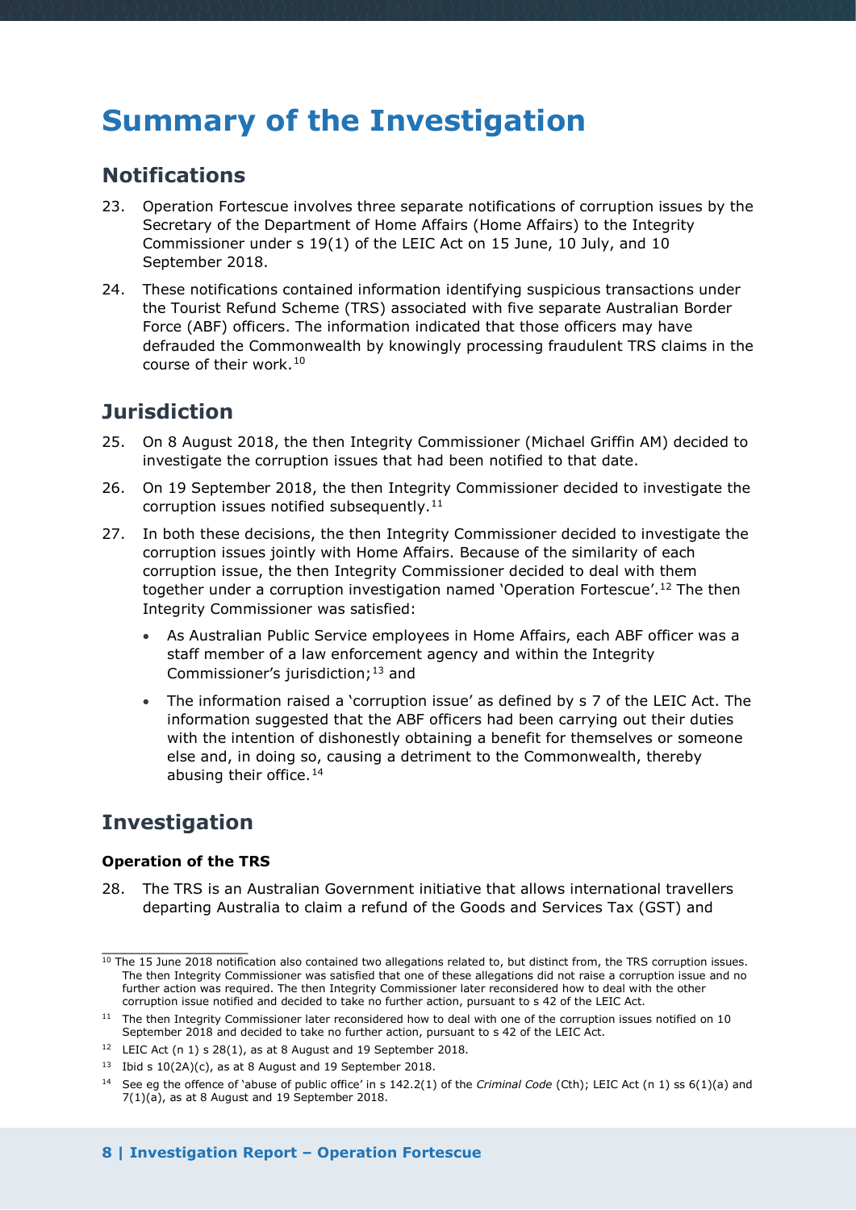# Summary of the Investigation

## Notifications

23. Operation Fortescue involves three separate notifications of corruption issues by the Secretary of the Department of Home Affairs (Home Affairs) to the Integrity Commissioner under s 19(1) of the LEIC Act on 15 June, 10 July, and 10 September 2018.

24. These notifications contained information identifying suspicious transactions under the Tourist Refund Scheme (TRS) associated with five separate Australian Border Force (ABF) officers. The information indicated that those officers may have defrauded the Commonwealth by knowingly processing fraudulent TRS claims in the course of their work.[10]

## Jurisdiction

25. On 8 August 2018, the then Integrity Commissioner (Michael Griffin AM) decided to investigate the corruption issues that had been notified to that date.

26. On 19 September 2018, the then Integrity Commissioner decided to investigate the corruption issues notified subsequently.[11]

27. In both these decisions, the then Integrity Commissioner decided to investigate the corruption issues jointly with Home Affairs. Because of the similarity of each corruption issue, the then Integrity Commissioner decided to deal with them together under a corruption investigation named 'Operation Fortescue'.[12] The then Integrity Commissioner was satisfied:

    - As Australian Public Service employees in Home Affairs, each ABF officer was a staff member of a law enforcement agency and within the Integrity Commissioner's jurisdiction;[13] and
    - The information raised a 'corruption issue' as defined by s 7 of the LEIC Act. The information suggested that the ABF officers had been carrying out their duties with the intention of dishonestly obtaining a benefit for themselves or someone else and, in doing so, causing a detriment to the Commonwealth, thereby abusing their office.[14]

## Investigation

### Operation of the TRS

28. The TRS is an Australian Government initiative that allows international travellers departing Australia to claim a refund of the Goods and Services Tax (GST) and

---

[10] The 15 June 2018 notification also contained two allegations related to, but distinct from, the TRS corruption issues. The then Integrity Commissioner was satisfied that one of these allegations did not raise a corruption issue and no further action was required. The then Integrity Commissioner later reconsidered how to deal with the other corruption issue notified and decided to take no further action, pursuant to s 42 of the LEIC Act.

[11] The then Integrity Commissioner later reconsidered how to deal with one of the corruption issues notified on 10 September 2018 and decided to take no further action, pursuant to s 42 of the LEIC Act.

[12] LEIC Act (n 1) s 28(1), as at 8 August and 19 September 2018.

[13] Ibid s 10(2A)(c), as at 8 August and 19 September 2018.

[14] See eg the offence of 'abuse of public office' in s 142.2(1) of the *Criminal Code* (Cth); LEIC Act (n 1) ss 6(1)(a) and 7(1)(a), as at 8 August and 19 September 2018.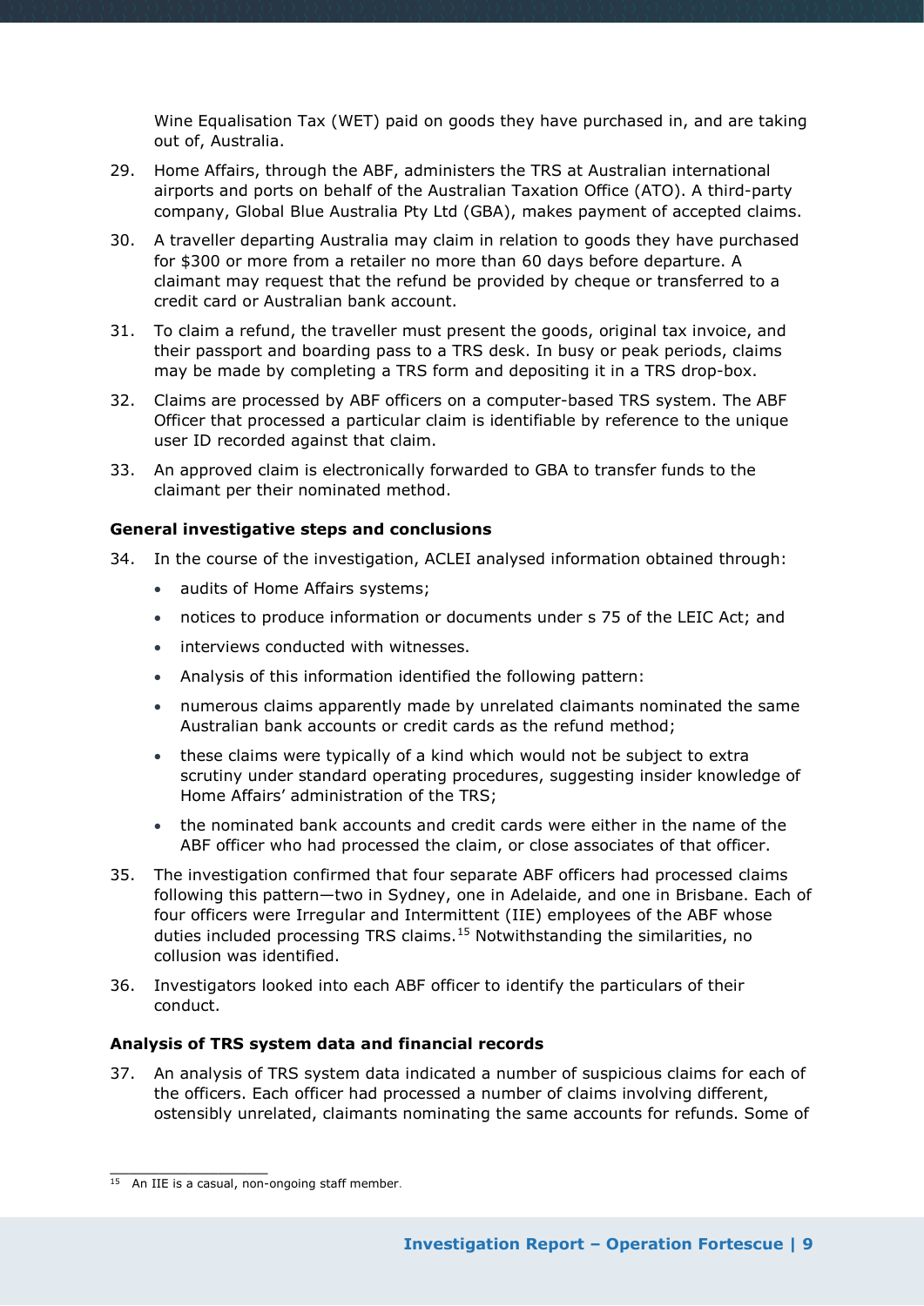Wine Equalisation Tax (WET) paid on goods they have purchased in, and are taking out of, Australia.

29. Home Affairs, through the ABF, administers the TRS at Australian international airports and ports on behalf of the Australian Taxation Office (ATO). A third-party company, Global Blue Australia Pty Ltd (GBA), makes payment of accepted claims.

30. A traveller departing Australia may claim in relation to goods they have purchased for $300 or more from a retailer no more than 60 days before departure. A claimant may request that the refund be provided by cheque or transferred to a credit card or Australian bank account.

31. To claim a refund, the traveller must present the goods, original tax invoice, and their passport and boarding pass to a TRS desk. In busy or peak periods, claims may be made by completing a TRS form and depositing it in a TRS drop-box.

32. Claims are processed by ABF officers on a computer-based TRS system. The ABF Officer that processed a particular claim is identifiable by reference to the unique user ID recorded against that claim.

33. An approved claim is electronically forwarded to GBA to transfer funds to the claimant per their nominated method.

### General investigative steps and conclusions

34. In the course of the investigation, ACLEI analysed information obtained through:
    - audits of Home Affairs systems;
    - notices to produce information or documents under s 75 of the LEIC Act; and
    - interviews conducted with witnesses.
    - Analysis of this information identified the following pattern:
    - numerous claims apparently made by unrelated claimants nominated the same Australian bank accounts or credit cards as the refund method;
    - these claims were typically of a kind which would not be subject to extra scrutiny under standard operating procedures, suggesting insider knowledge of Home Affairs' administration of the TRS;
    - the nominated bank accounts and credit cards were either in the name of the ABF officer who had processed the claim, or close associates of that officer.

35. The investigation confirmed that four separate ABF officers had processed claims following this pattern—two in Sydney, one in Adelaide, and one in Brisbane. Each of four officers were Irregular and Intermittent (IIE) employees of the ABF whose duties included processing TRS claims.[15] Notwithstanding the similarities, no collusion was identified.

36. Investigators looked into each ABF officer to identify the particulars of their conduct.

### Analysis of TRS system data and financial records

37. An analysis of TRS system data indicated a number of suspicious claims for each of the officers. Each officer had processed a number of claims involving different, ostensibly unrelated, claimants nominating the same accounts for refunds. Some of

[15] An IIE is a casual, non-ongoing staff member.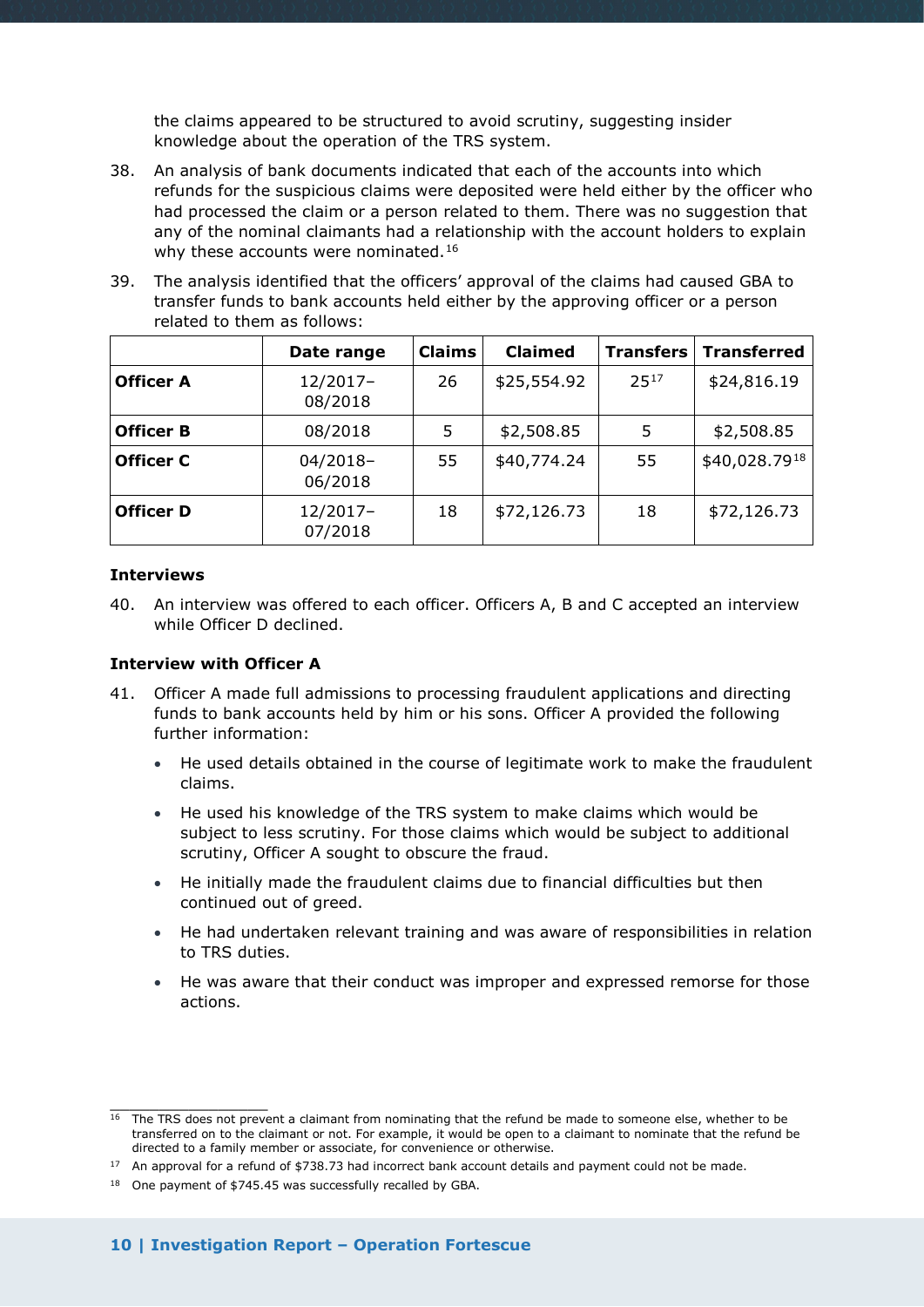the claims appeared to be structured to avoid scrutiny, suggesting insider knowledge about the operation of the TRS system.

38. An analysis of bank documents indicated that each of the accounts into which refunds for the suspicious claims were deposited were held either by the officer who had processed the claim or a person related to them. There was no suggestion that any of the nominal claimants had a relationship with the account holders to explain why these accounts were nominated.[16]

39. The analysis identified that the officers' approval of the claims had caused GBA to transfer funds to bank accounts held either by the approving officer or a person related to them as follows:

| | Date range | Claims | Claimed | Transfers | Transferred |
|---|---|---|---|---|---|
| **Officer A** | 12/2017–08/2018 | 26 | $25,554.92 | 25[17] | $24,816.19 |
| **Officer B** | 08/2018 | 5 | $2,508.85 | 5 | $2,508.85 |
| **Officer C** | 04/2018–06/2018 | 55 | $40,774.24 | 55 | $40,028.79[18] |
| **Officer D** | 12/2017–07/2018 | 18 | $72,126.73 | 18 | $72,126.73 |

**Interviews**

40. An interview was offered to each officer. Officers A, B and C accepted an interview while Officer D declined.

**Interview with Officer A**

41. Officer A made full admissions to processing fraudulent applications and directing funds to bank accounts held by him or his sons. Officer A provided the following further information:

- He used details obtained in the course of legitimate work to make the fraudulent claims.
- He used his knowledge of the TRS system to make claims which would be subject to less scrutiny. For those claims which would be subject to additional scrutiny, Officer A sought to obscure the fraud.
- He initially made the fraudulent claims due to financial difficulties but then continued out of greed.
- He had undertaken relevant training and was aware of responsibilities in relation to TRS duties.
- He was aware that their conduct was improper and expressed remorse for those actions.

---

[16] The TRS does not prevent a claimant from nominating that the refund be made to someone else, whether to be transferred on to the claimant or not. For example, it would be open to a claimant to nominate that the refund be directed to a family member or associate, for convenience or otherwise.

[17] An approval for a refund of $738.73 had incorrect bank account details and payment could not be made.

[18] One payment of $745.45 was successfully recalled by GBA.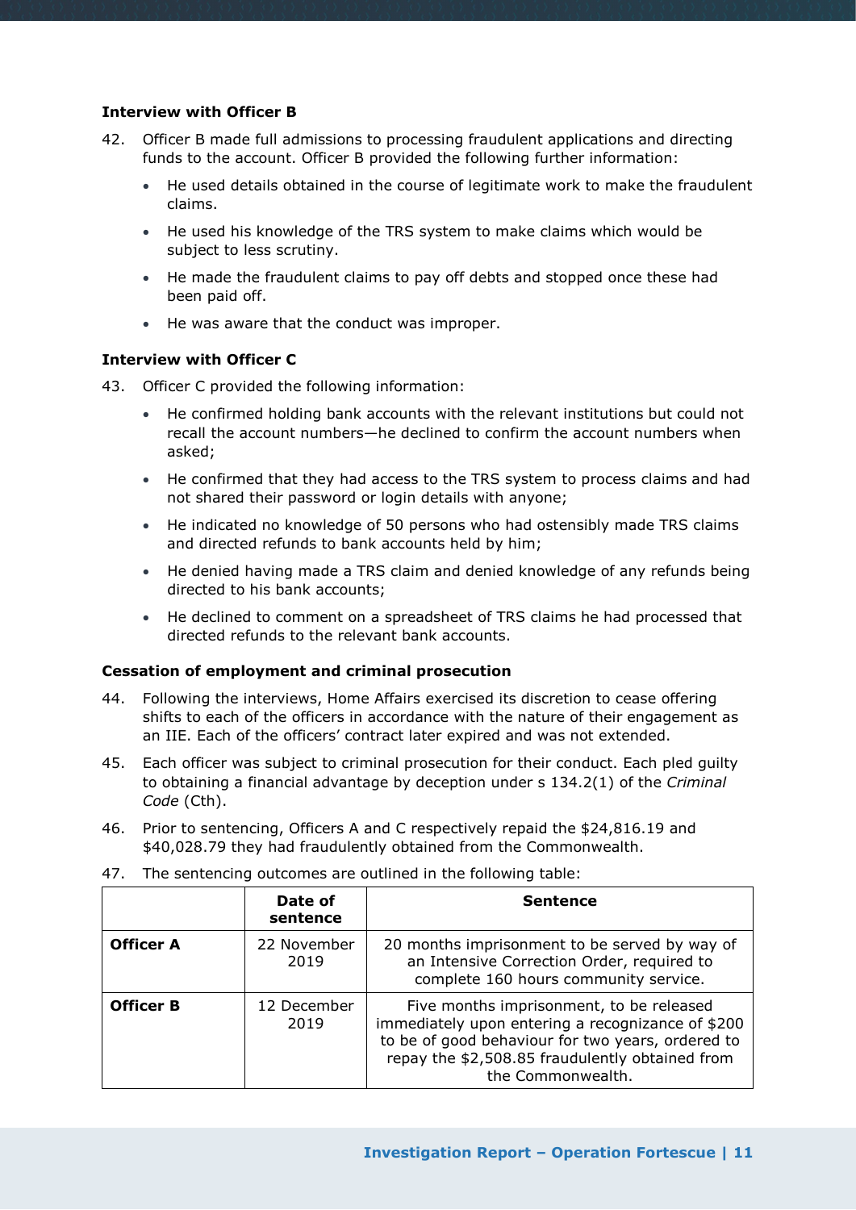**Interview with Officer B**

42. Officer B made full admissions to processing fraudulent applications and directing funds to the account. Officer B provided the following further information:

    - He used details obtained in the course of legitimate work to make the fraudulent claims.
    - He used his knowledge of the TRS system to make claims which would be subject to less scrutiny.
    - He made the fraudulent claims to pay off debts and stopped once these had been paid off.
    - He was aware that the conduct was improper.

**Interview with Officer C**

43. Officer C provided the following information:

    - He confirmed holding bank accounts with the relevant institutions but could not recall the account numbers—he declined to confirm the account numbers when asked;
    - He confirmed that they had access to the TRS system to process claims and had not shared their password or login details with anyone;
    - He indicated no knowledge of 50 persons who had ostensibly made TRS claims and directed refunds to bank accounts held by him;
    - He denied having made a TRS claim and denied knowledge of any refunds being directed to his bank accounts;
    - He declined to comment on a spreadsheet of TRS claims he had processed that directed refunds to the relevant bank accounts.

**Cessation of employment and criminal prosecution**

44. Following the interviews, Home Affairs exercised its discretion to cease offering shifts to each of the officers in accordance with the nature of their engagement as an IIE. Each of the officers' contract later expired and was not extended.

45. Each officer was subject to criminal prosecution for their conduct. Each pled guilty to obtaining a financial advantage by deception under s 134.2(1) of the *Criminal Code* (Cth).

46. Prior to sentencing, Officers A and C respectively repaid the $24,816.19 and $40,028.79 they had fraudulently obtained from the Commonwealth.

47. The sentencing outcomes are outlined in the following table:

| | Date of sentence | Sentence |
|---|---|---|
| **Officer A** | 22 November 2019 | 20 months imprisonment to be served by way of an Intensive Correction Order, required to complete 160 hours community service. |
| **Officer B** | 12 December 2019 | Five months imprisonment, to be released immediately upon entering a recognizance of $200 to be of good behaviour for two years, ordered to repay the $2,508.85 fraudulently obtained from the Commonwealth. |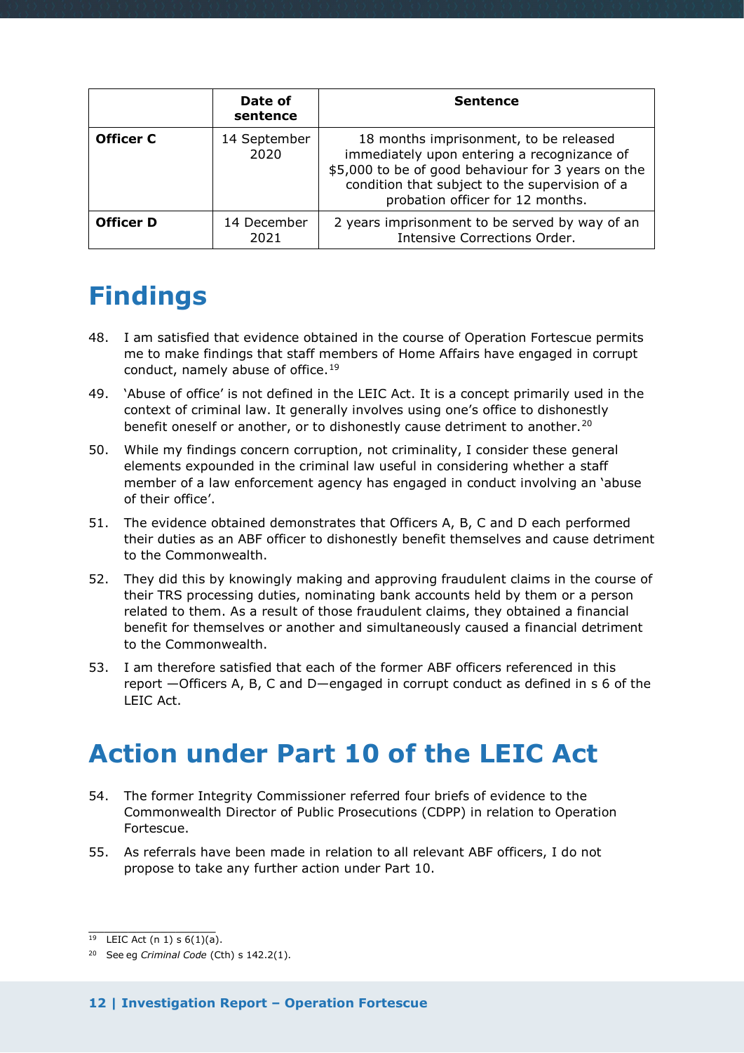| | Date of sentence | Sentence |
|---|---|---|
| **Officer C** | 14 September 2020 | 18 months imprisonment, to be released immediately upon entering a recognizance of $5,000 to be of good behaviour for 3 years on the condition that subject to the supervision of a probation officer for 12 months. |
| **Officer D** | 14 December 2021 | 2 years imprisonment to be served by way of an Intensive Corrections Order. |

# Findings

48. I am satisfied that evidence obtained in the course of Operation Fortescue permits me to make findings that staff members of Home Affairs have engaged in corrupt conduct, namely abuse of office.[19]

49. 'Abuse of office' is not defined in the LEIC Act. It is a concept primarily used in the context of criminal law. It generally involves using one's office to dishonestly benefit oneself or another, or to dishonestly cause detriment to another.[20]

50. While my findings concern corruption, not criminality, I consider these general elements expounded in the criminal law useful in considering whether a staff member of a law enforcement agency has engaged in conduct involving an 'abuse of their office'.

51. The evidence obtained demonstrates that Officers A, B, C and D each performed their duties as an ABF officer to dishonestly benefit themselves and cause detriment to the Commonwealth.

52. They did this by knowingly making and approving fraudulent claims in the course of their TRS processing duties, nominating bank accounts held by them or a person related to them. As a result of those fraudulent claims, they obtained a financial benefit for themselves or another and simultaneously caused a financial detriment to the Commonwealth.

53. I am therefore satisfied that each of the former ABF officers referenced in this report —Officers A, B, C and D—engaged in corrupt conduct as defined in s 6 of the LEIC Act.

# Action under Part 10 of the LEIC Act

54. The former Integrity Commissioner referred four briefs of evidence to the Commonwealth Director of Public Prosecutions (CDPP) in relation to Operation Fortescue.

55. As referrals have been made in relation to all relevant ABF officers, I do not propose to take any further action under Part 10.

---

[19] LEIC Act (n 1) s 6(1)(a).

[20] See eg *Criminal Code* (Cth) s 142.2(1).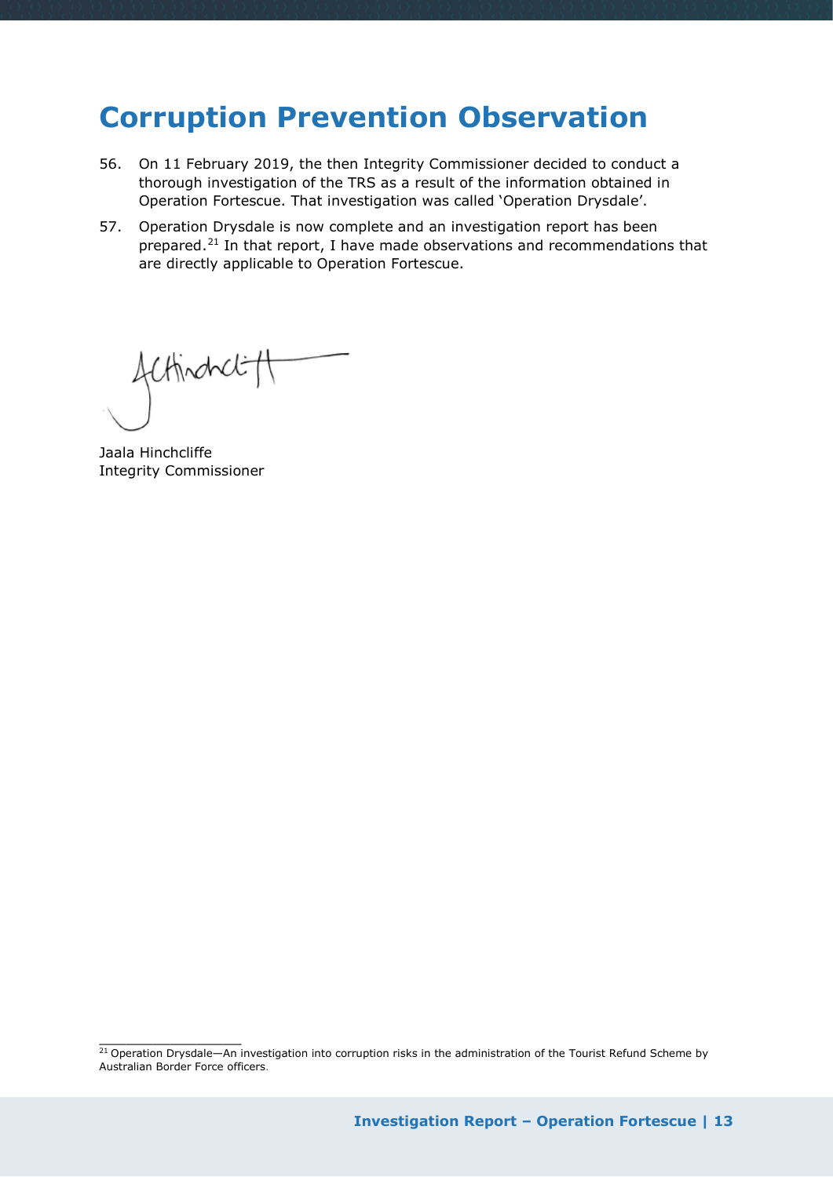# Corruption Prevention Observation

56. On 11 February 2019, the then Integrity Commissioner decided to conduct a thorough investigation of the TRS as a result of the information obtained in Operation Fortescue. That investigation was called 'Operation Drysdale'.

57. Operation Drysdale is now complete and an investigation report has been prepared.[21] In that report, I have made observations and recommendations that are directly applicable to Operation Fortescue.

Jaala Hinchcliffe
Integrity Commissioner

[21] Operation Drysdale—An investigation into corruption risks in the administration of the Tourist Refund Scheme by Australian Border Force officers.